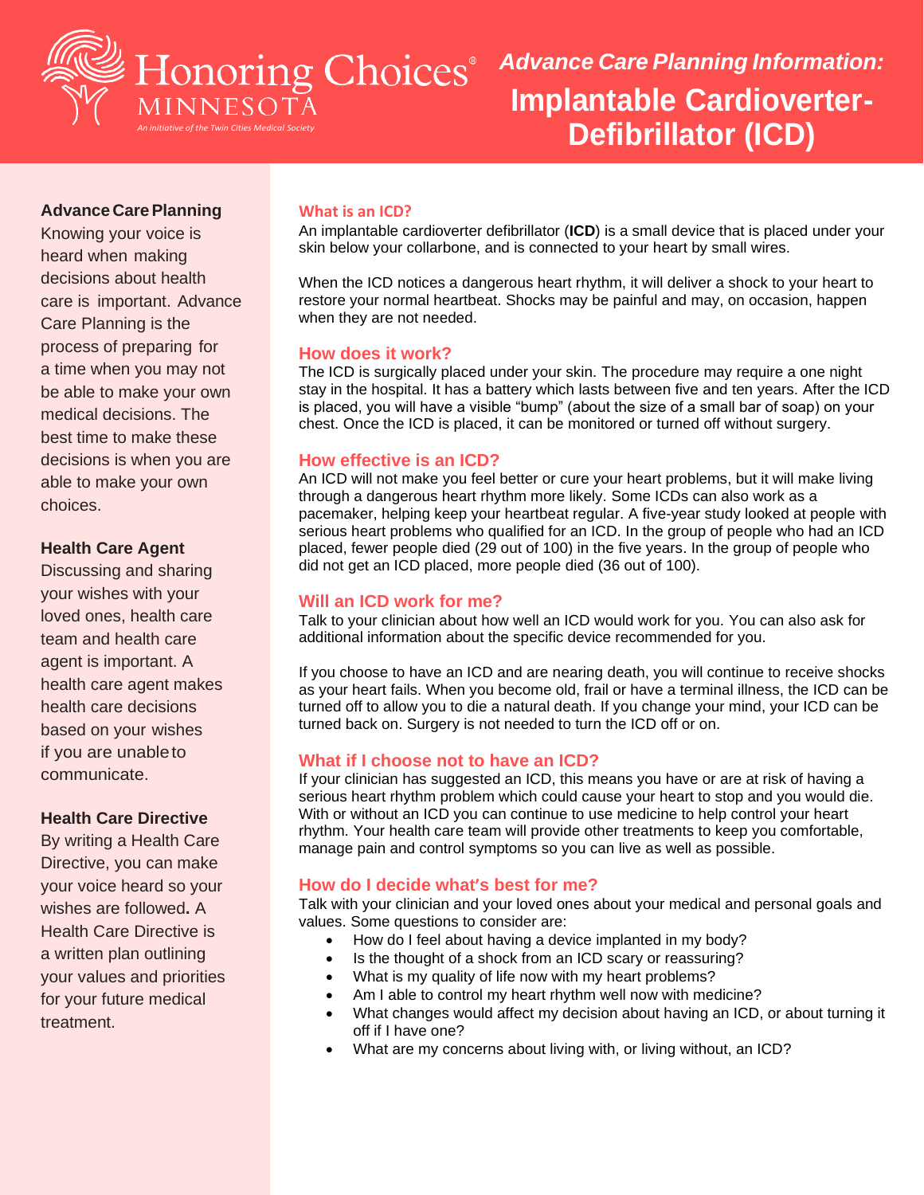Honoring Choices® MINNESOTA

*An initiative of the Twin Cities Medical Society*

*Advance Care Planning Information:*

# Implantable Cardioverter-Defibrillator (ICD)

**Advance Care Planning**

Knowing your voice is heard when making decisions about health care is important. Advance Care Planning is the process of preparing for a time when you may not be able to make your own medical decisions. The best time to make these decisions is when you are able to make your own choices.

**Health Care Agent**

Discussing and sharing your wishes with your loved ones, health care team and health care agent is important. A health care agent makes health care decisions based on your wishes if you are unable to communicate.

**Health Care Directive**

By writing a Health Care Directive, you can make your voice heard so your wishes are followed**.** A Health Care Directive is a written plan outlining your values and priorities for your future medical treatment.

## What is an ICD?

An implantable cardioverter defibrillator (**ICD**) is a small device that is placed under your skin below your collarbone, and is connected to your heart by small wires.

When the ICD notices a dangerous heart rhythm, it will deliver a shock to your heart to restore your normal heartbeat. Shocks may be painful and may, on occasion, happen when they are not needed.

## How does it work?

The ICD is surgically placed under your skin. The procedure may require a one night stay in the hospital. It has a battery which lasts between five and ten years. After the ICD is placed, you will have a visible "bump" (about the size of a small bar of soap) on your chest. Once the ICD is placed, it can be monitored or turned off without surgery.

## How effective is an ICD?

An ICD will not make you feel better or cure your heart problems, but it will make living through a dangerous heart rhythm more likely. Some ICDs can also work as a pacemaker, helping keep your heartbeat regular. A five-year study looked at people with serious heart problems who qualified for an ICD. In the group of people who had an ICD placed, fewer people died (29 out of 100) in the five years. In the group of people who did not get an ICD placed, more people died (36 out of 100).

## Will an ICD work for me?

Talk to your clinician about how well an ICD would work for you. You can also ask for additional information about the specific device recommended for you.

If you choose to have an ICD and are nearing death, you will continue to receive shocks as your heart fails. When you become old, frail or have a terminal illness, the ICD can be turned off to allow you to die a natural death. If you change your mind, your ICD can be turned back on. Surgery is not needed to turn the ICD off or on.

## What if I choose not to have an ICD?

If your clinician has suggested an ICD, this means you have or are at risk of having a serious heart rhythm problem which could cause your heart to stop and you would die. With or without an ICD you can continue to use medicine to help control your heart rhythm. Your health care team will provide other treatments to keep you comfortable, manage pain and control symptoms so you can live as well as possible.

## How do I decide what's best for me?

Talk with your clinician and your loved ones about your medical and personal goals and values. Some questions to consider are:

- How do I feel about having a device implanted in my body?
- Is the thought of a shock from an ICD scary or reassuring?
- What is my quality of life now with my heart problems?
- Am I able to control my heart rhythm well now with medicine?
- What changes would affect my decision about having an ICD, or about turning it off if I have one?
- What are my concerns about living with, or living without, an ICD?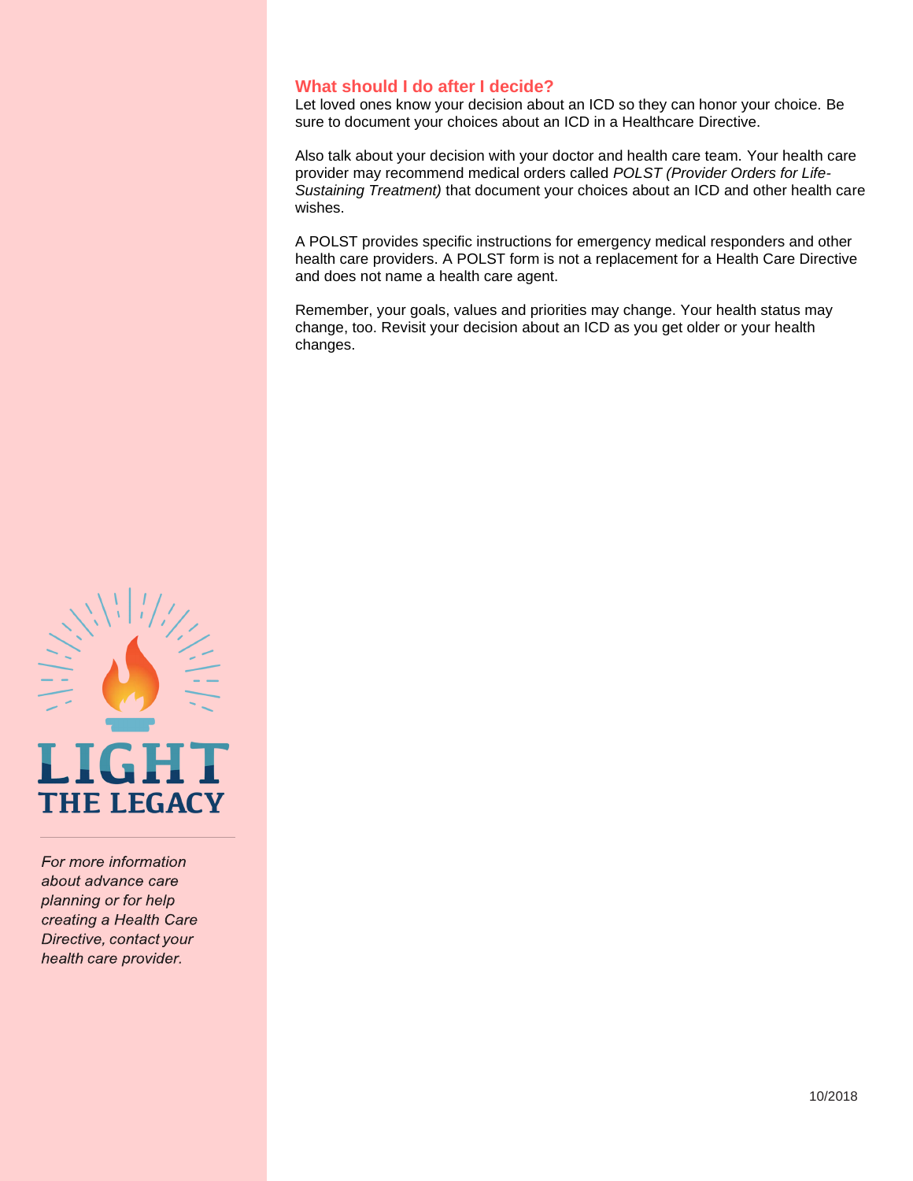## What should I do after I decide?

Let loved ones know your decision about an ICD so they can honor your choice. Be sure to document your choices about an ICD in a Healthcare Directive.

Also talk about your decision with your doctor and health care team. Your health care provider may recommend medical orders called *POLST (Provider Orders for Life-Sustaining Treatment)* that document your choices about an ICD and other health care wishes.

A POLST provides specific instructions for emergency medical responders and other health care providers. A POLST form is not a replacement for a Health Care Directive and does not name a health care agent.

Remember, your goals, values and priorities may change. Your health status may change, too. Revisit your decision about an ICD as you get older or your health changes.

LIGHT THE LEGACY

*For more information about advance care planning or for help creating a Health Care Directive, contact your health care provider.*

10/2018